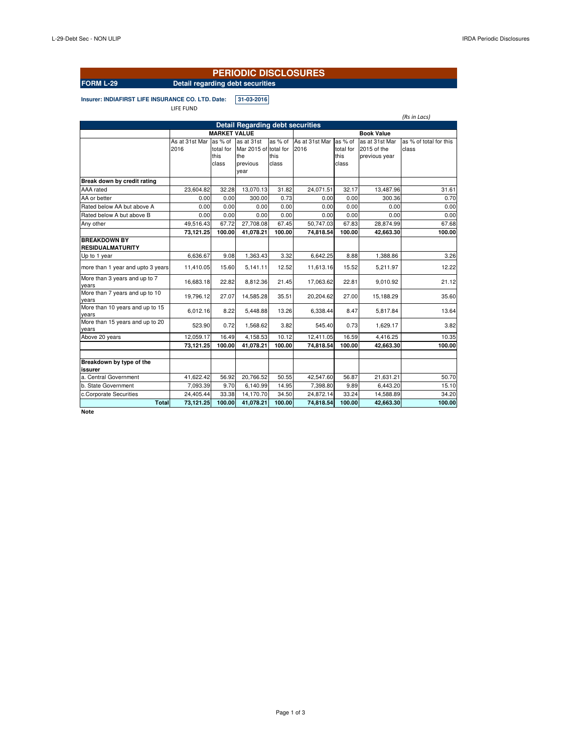# PERIODIC DISCLOSURES

**FORM L-29** **Detail regarding debt securities**

**Insurer: INDIAFIRST LIFE INSURANCE CO. LTD. Date:** **31-03-2016**

LIFE FUND

*(Rs in Lacs)*

| Detail Regarding debt securities | | | | | | | | |
|---|---|---|---|---|---|---|---|---|
| | MARKET VALUE | | | | Book Value | | | |
| | As at 31st Mar 2016 | as % of total for this class | as at 31st Mar 2015 of the previous year | as % of total for this class | As at 31st Mar 2016 | as % of total for this class | as at 31st Mar 2015 of the previous year | as % of total for this class |
| **Break down by credit rating** | | | | | | | | |
| AAA rated | 23,604.82 | 32.28 | 13,070.13 | 31.82 | 24,071.51 | 32.17 | 13,487.96 | 31.61 |
| AA or better | 0.00 | 0.00 | 300.00 | 0.73 | 0.00 | 0.00 | 300.36 | 0.70 |
| Rated below AA but above A | 0.00 | 0.00 | 0.00 | 0.00 | 0.00 | 0.00 | 0.00 | 0.00 |
| Rated below A but above B | 0.00 | 0.00 | 0.00 | 0.00 | 0.00 | 0.00 | 0.00 | 0.00 |
| Any other | 49,516.43 | 67.72 | 27,708.08 | 67.45 | 50,747.03 | 67.83 | 28,874.99 | 67.68 |
| | **73,121.25** | **100.00** | **41,078.21** | **100.00** | **74,818.54** | **100.00** | **42,663.30** | **100.00** |
| **BREAKDOWN BY RESIDUALMATURITY** | | | | | | | | |
| Up to 1 year | 6,636.67 | 9.08 | 1,363.43 | 3.32 | 6,642.25 | 8.88 | 1,388.86 | 3.26 |
| more than 1 year and upto 3 years | 11,410.05 | 15.60 | 5,141.11 | 12.52 | 11,613.16 | 15.52 | 5,211.97 | 12.22 |
| More than 3 years and up to 7 years | 16,683.18 | 22.82 | 8,812.36 | 21.45 | 17,063.62 | 22.81 | 9,010.92 | 21.12 |
| More than 7 years and up to 10 years | 19,796.12 | 27.07 | 14,585.28 | 35.51 | 20,204.62 | 27.00 | 15,188.29 | 35.60 |
| More than 10 years and up to 15 years | 6,012.16 | 8.22 | 5,448.88 | 13.26 | 6,338.44 | 8.47 | 5,817.84 | 13.64 |
| More than 15 years and up to 20 years | 523.90 | 0.72 | 1,568.62 | 3.82 | 545.40 | 0.73 | 1,629.17 | 3.82 |
| Above 20 years | 12,059.17 | 16.49 | 4,158.53 | 10.12 | 12,411.05 | 16.59 | 4,416.25 | 10.35 |
| | **73,121.25** | **100.00** | **41,078.21** | **100.00** | **74,818.54** | **100.00** | **42,663.30** | **100.00** |
| | | | | | | | | |
| **Breakdown by type of the issurer** | | | | | | | | |
| a. Central Government | 41,622.42 | 56.92 | 20,766.52 | 50.55 | 42,547.60 | 56.87 | 21,631.21 | 50.70 |
| b. State Government | 7,093.39 | 9.70 | 6,140.99 | 14.95 | 7,398.80 | 9.89 | 6,443.20 | 15.10 |
| c.Corporate Securities | 24,405.44 | 33.38 | 14,170.70 | 34.50 | 24,872.14 | 33.24 | 14,588.89 | 34.20 |
| **Total** | **73,121.25** | **100.00** | **41,078.21** | **100.00** | **74,818.54** | **100.00** | **42,663.30** | **100.00** |

**Note**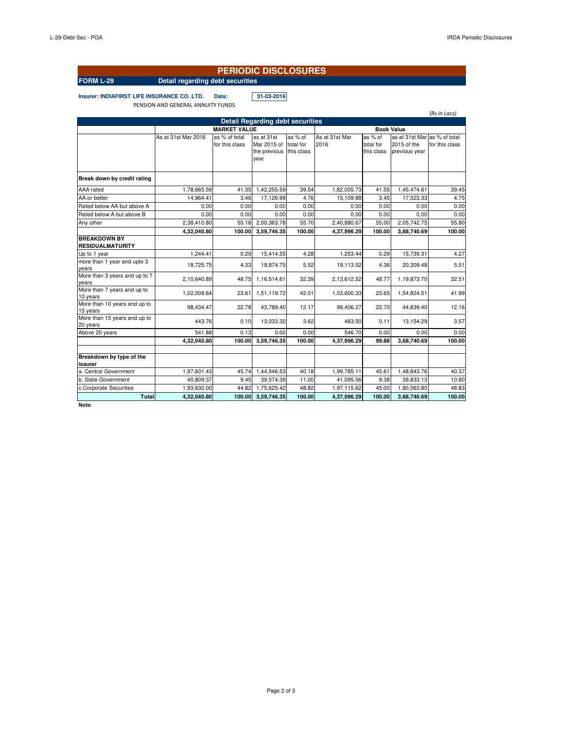# PERIODIC DISCLOSURES

**FORM L-29** **Detail regarding debt securities**

**Insurer: INDIAFIRST LIFE INSURANCE CO. LTD.** **Date:** **31-03-2016**

PENSION AND GENERAL ANNUITY FUNDS

*(Rs in Lacs)*

**Detail Regarding debt securities**

| | MARKET VALUE | | | | Book Value | | | |
|---|---|---|---|---|---|---|---|---|
| | As at 31st Mar 2016 | as % of total for this class | as at 31st Mar 2015 of the previous year | as % of total for this class | As at 31st Mar 2016 | as % of total for this class | as at 31st Mar 2015 of the previous year | as % of total for this class |
| **Break down by credit rating** | | | | | | | | |
| AAA rated | 1,78,665.59 | 41.35 | 1,42,255.59 | 39.54 | 1,82,005.73 | 41.55 | 1,45,474.61 | 39.45 |
| AA or better | 14,964.41 | 3.46 | 17,126.99 | 4.76 | 15,109.88 | 3.45 | 17,523.33 | 4.75 |
| Rated below AA but above A | 0.00 | 0.00 | 0.00 | 0.00 | 0.00 | 0.00 | 0.00 | 0.00 |
| Rated below A but above B | 0.00 | 0.00 | 0.00 | 0.00 | 0.00 | 0.00 | 0.00 | 0.00 |
| Any other | 2,38,410.80 | 55.18 | 2,00,363.78 | 55.70 | 2,40,880.67 | 55.00 | 2,05,742.75 | 55.80 |
| | **4,32,040.80** | **100.00** | **3,59,746.35** | **100.00** | **4,37,996.29** | **100.00** | **3,68,740.69** | **100.00** |
| **BREAKDOWN BY RESIDUALMATURITY** | | | | | | | | |
| Up to 1 year | 1,244.41 | 0.29 | 15,414.55 | 4.28 | 1,253.44 | 0.29 | 15,739.31 | 4.27 |
| more than 1 year and upto 3 years | 18,725.75 | 4.33 | 19,874.75 | 5.52 | 19,113.52 | 4.36 | 20,309.48 | 5.51 |
| More than 3 years and up to 7 years | 2,10,640.89 | 48.75 | 1,16,514.61 | 32.39 | 2,13,612.52 | 48.77 | 1,19,873.70 | 32.51 |
| More than 7 years and up to 10 years | 1,02,009.64 | 23.61 | 1,51,119.72 | 42.01 | 1,03,600.33 | 23.65 | 1,54,824.51 | 41.99 |
| More than 10 years and up to 15 years | 98,434.47 | 22.78 | 43,789.40 | 12.17 | 99,406.27 | 22.70 | 44,839.40 | 12.16 |
| More than 15 years and up to 20 years | 443.76 | 0.10 | 13,033.32 | 3.62 | 463.50 | 0.11 | 13,154.29 | 3.57 |
| Above 20 years | 541.88 | 0.13 | 0.00 | 0.00 | 546.70 | 0.00 | 0.00 | 0.00 |
| | **4,32,040.80** | **100.00** | **3,59,746.35** | **100.00** | **4,37,996.29** | **99.88** | **3,68,740.69** | **100.00** |
| **Breakdown by type of the issurer** | | | | | | | | |
| a. Central Government | 1,97,601.43 | 45.74 | 1,44,546.53 | 40.18 | 1,99,785.11 | 45.61 | 1,48,843.76 | 40.37 |
| b. State Government | 40,809.37 | 9.45 | 39,574.39 | 11.00 | 41,095.56 | 9.38 | 39,833.13 | 10.80 |
| c.Corporate Securities | 1,93,630.00 | 44.82 | 1,75,625.42 | 48.82 | 1,97,115.62 | 45.00 | 1,80,063.80 | 48.83 |
| **Total** | **4,32,040.80** | **100.00** | **3,59,746.35** | **100.00** | **4,37,996.29** | **100.00** | **3,68,740.69** | **100.00** |

**Note**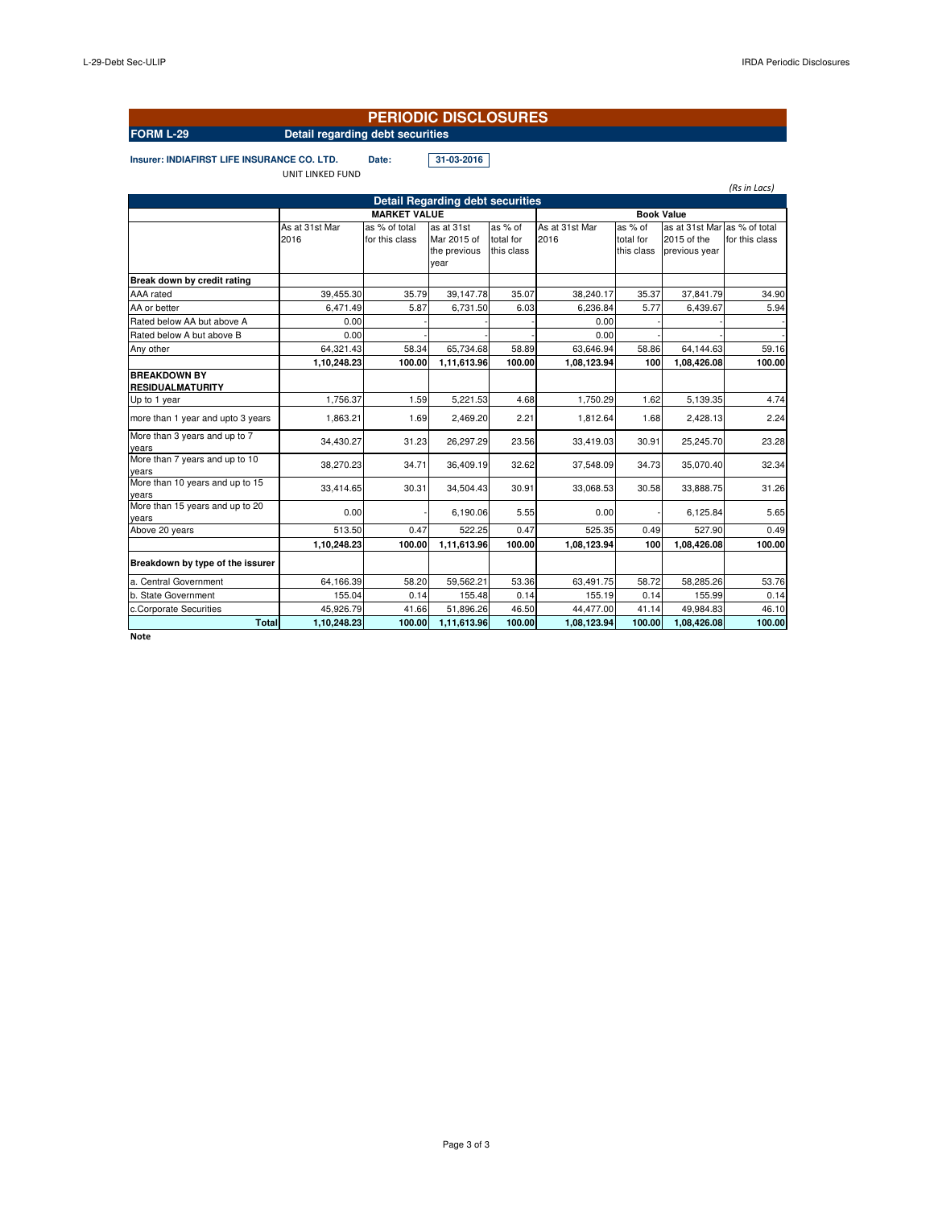# PERIODIC DISCLOSURES

**FORM L-29** **Detail regarding debt securities**

**Insurer: INDIAFIRST LIFE INSURANCE CO. LTD.** **Date:** **31-03-2016**

UNIT LINKED FUND

*(Rs in Lacs)*

| Detail Regarding debt securities | | | | | | | | |
|---|---|---|---|---|---|---|---|---|
| | MARKET VALUE | | | | Book Value | | | |
| | As at 31st Mar 2016 | as % of total for this class | as at 31st Mar 2015 of the previous year | as % of total for this class | As at 31st Mar 2016 | as % of total for this class | as at 31st Mar 2015 of the previous year | as % of total for this class |
| **Break down by credit rating** | | | | | | | | |
| AAA rated | 39,455.30 | 35.79 | 39,147.78 | 35.07 | 38,240.17 | 35.37 | 37,841.79 | 34.90 |
| AA or better | 6,471.49 | 5.87 | 6,731.50 | 6.03 | 6,236.84 | 5.77 | 6,439.67 | 5.94 |
| Rated below AA but above A | 0.00 | - | | - | 0.00 | - | | - |
| Rated below A but above B | 0.00 | - | | - | 0.00 | - | - | - |
| Any other | 64,321.43 | 58.34 | 65,734.68 | 58.89 | 63,646.94 | 58.86 | 64,144.63 | 59.16 |
| | **1,10,248.23** | **100.00** | **1,11,613.96** | **100.00** | **1,08,123.94** | **100** | **1,08,426.08** | **100.00** |
| **BREAKDOWN BY RESIDUALMATURITY** | | | | | | | | |
| Up to 1 year | 1,756.37 | 1.59 | 5,221.53 | 4.68 | 1,750.29 | 1.62 | 5,139.35 | 4.74 |
| more than 1 year and upto 3 years | 1,863.21 | 1.69 | 2,469.20 | 2.21 | 1,812.64 | 1.68 | 2,428.13 | 2.24 |
| More than 3 years and up to 7 years | 34,430.27 | 31.23 | 26,297.29 | 23.56 | 33,419.03 | 30.91 | 25,245.70 | 23.28 |
| More than 7 years and up to 10 years | 38,270.23 | 34.71 | 36,409.19 | 32.62 | 37,548.09 | 34.73 | 35,070.40 | 32.34 |
| More than 10 years and up to 15 years | 33,414.65 | 30.31 | 34,504.43 | 30.91 | 33,068.53 | 30.58 | 33,888.75 | 31.26 |
| More than 15 years and up to 20 years | 0.00 | - | 6,190.06 | 5.55 | 0.00 | - | 6,125.84 | 5.65 |
| Above 20 years | 513.50 | 0.47 | 522.25 | 0.47 | 525.35 | 0.49 | 527.90 | 0.49 |
| | **1,10,248.23** | **100.00** | **1,11,613.96** | **100.00** | **1,08,123.94** | **100** | **1,08,426.08** | **100.00** |
| **Breakdown by type of the issurer** | | | | | | | | |
| a. Central Government | 64,166.39 | 58.20 | 59,562.21 | 53.36 | 63,491.75 | 58.72 | 58,285.26 | 53.76 |
| b. State Government | 155.04 | 0.14 | 155.48 | 0.14 | 155.19 | 0.14 | 155.99 | 0.14 |
| c.Corporate Securities | 45,926.79 | 41.66 | 51,896.26 | 46.50 | 44,477.00 | 41.14 | 49,984.83 | 46.10 |
| **Total** | **1,10,248.23** | **100.00** | **1,11,613.96** | **100.00** | **1,08,123.94** | **100.00** | **1,08,426.08** | **100.00** |

**Note**